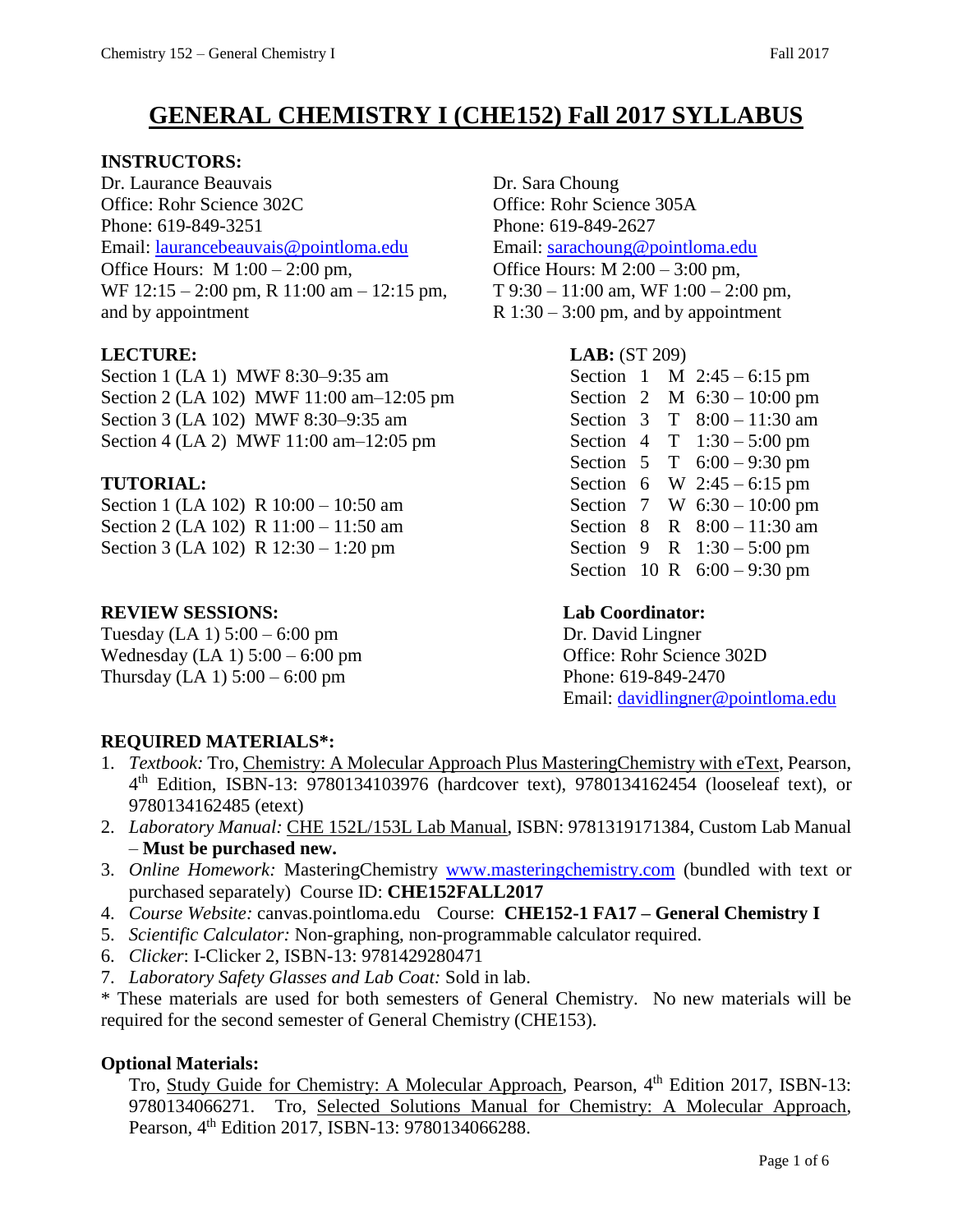# GENERAL CHEMISTRY I (CHE152) Fall 2017 SYLLABUS

**INSTRUCTORS:**

Dr. Laurance Beauvais
Office: Rohr Science 302C
Phone: 619-849-3251
Email: laurancebeauvais@pointloma.edu
Office Hours: M 1:00 – 2:00 pm,
WF 12:15 – 2:00 pm, R 11:00 am – 12:15 pm,
and by appointment

Dr. Sara Choung
Office: Rohr Science 305A
Phone: 619-849-2627
Email: sarachoung@pointloma.edu
Office Hours: M 2:00 – 3:00 pm,
T 9:30 – 11:00 am, WF 1:00 – 2:00 pm,
R 1:30 – 3:00 pm, and by appointment

**LECTURE:**

Section 1 (LA 1) MWF 8:30–9:35 am
Section 2 (LA 102) MWF 11:00 am–12:05 pm
Section 3 (LA 102) MWF 8:30–9:35 am
Section 4 (LA 2) MWF 11:00 am–12:05 pm

**TUTORIAL:**

Section 1 (LA 102) R 10:00 – 10:50 am
Section 2 (LA 102) R 11:00 – 11:50 am
Section 3 (LA 102) R 12:30 – 1:20 pm

**LAB:** (ST 209)

Section 1 M 2:45 – 6:15 pm
Section 2 M 6:30 – 10:00 pm
Section 3 T 8:00 – 11:30 am
Section 4 T 1:30 – 5:00 pm
Section 5 T 6:00 – 9:30 pm
Section 6 W 2:45 – 6:15 pm
Section 7 W 6:30 – 10:00 pm
Section 8 R 8:00 – 11:30 am
Section 9 R 1:30 – 5:00 pm
Section 10 R 6:00 – 9:30 pm

**REVIEW SESSIONS:**

Tuesday (LA 1) 5:00 – 6:00 pm
Wednesday (LA 1) 5:00 – 6:00 pm
Thursday (LA 1) 5:00 – 6:00 pm

**Lab Coordinator:**

Dr. David Lingner
Office: Rohr Science 302D
Phone: 619-849-2470
Email: davidlingner@pointloma.edu

**REQUIRED MATERIALS*:**

1. *Textbook:* Tro, Chemistry: A Molecular Approach Plus MasteringChemistry with eText, Pearson, 4th Edition, ISBN-13: 9780134103976 (hardcover text), 9780134162454 (looseleaf text), or 9780134162485 (etext)
2. *Laboratory Manual:* CHE 152L/153L Lab Manual, ISBN: 9781319171384, Custom Lab Manual – **Must be purchased new.**
3. *Online Homework:* MasteringChemistry www.masteringchemistry.com (bundled with text or purchased separately) Course ID: **CHE152FALL2017**
4. *Course Website:* canvas.pointloma.edu Course: **CHE152-1 FA17 – General Chemistry I**
5. *Scientific Calculator:* Non-graphing, non-programmable calculator required.
6. *Clicker*: I-Clicker 2, ISBN-13: 9781429280471
7. *Laboratory Safety Glasses and Lab Coat:* Sold in lab.

* These materials are used for both semesters of General Chemistry. No new materials will be required for the second semester of General Chemistry (CHE153).

**Optional Materials:**

Tro, Study Guide for Chemistry: A Molecular Approach, Pearson, 4th Edition 2017, ISBN-13: 9780134066271. Tro, Selected Solutions Manual for Chemistry: A Molecular Approach, Pearson, 4th Edition 2017, ISBN-13: 9780134066288.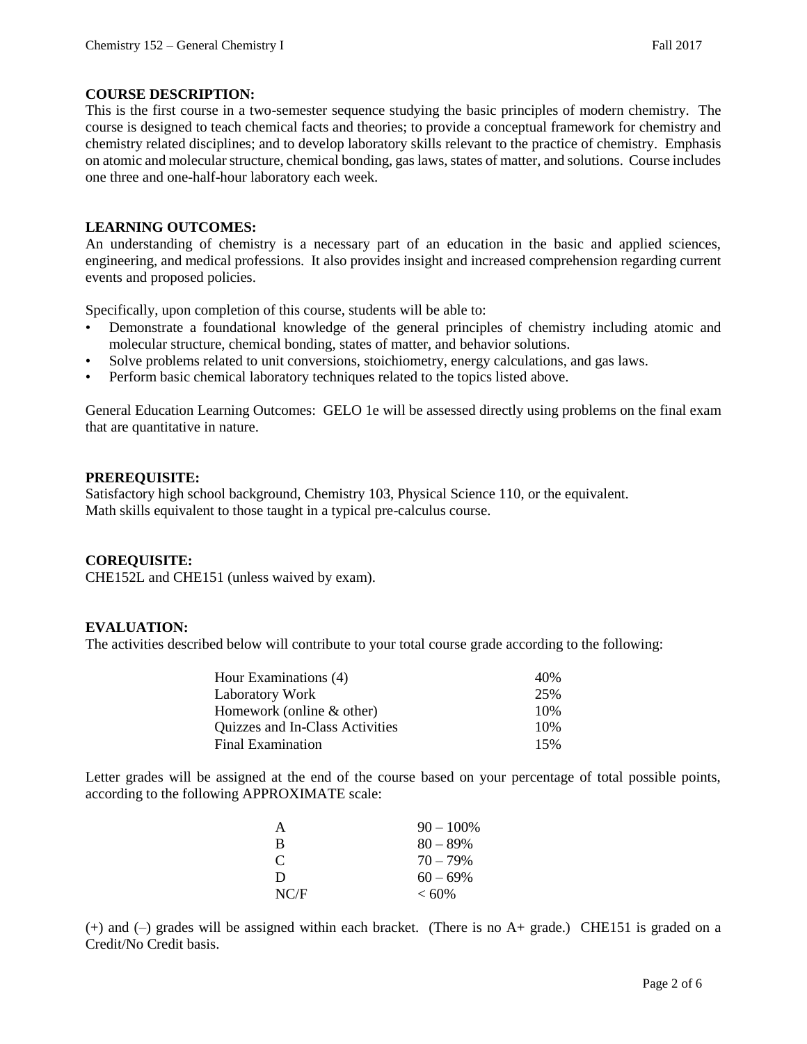## COURSE DESCRIPTION:

This is the first course in a two-semester sequence studying the basic principles of modern chemistry. The course is designed to teach chemical facts and theories; to provide a conceptual framework for chemistry and chemistry related disciplines; and to develop laboratory skills relevant to the practice of chemistry. Emphasis on atomic and molecular structure, chemical bonding, gas laws, states of matter, and solutions. Course includes one three and one-half-hour laboratory each week.

## LEARNING OUTCOMES:

An understanding of chemistry is a necessary part of an education in the basic and applied sciences, engineering, and medical professions. It also provides insight and increased comprehension regarding current events and proposed policies.

Specifically, upon completion of this course, students will be able to:

- Demonstrate a foundational knowledge of the general principles of chemistry including atomic and molecular structure, chemical bonding, states of matter, and behavior solutions.
- Solve problems related to unit conversions, stoichiometry, energy calculations, and gas laws.
- Perform basic chemical laboratory techniques related to the topics listed above.

General Education Learning Outcomes: GELO 1e will be assessed directly using problems on the final exam that are quantitative in nature.

## PREREQUISITE:

Satisfactory high school background, Chemistry 103, Physical Science 110, or the equivalent.
Math skills equivalent to those taught in a typical pre-calculus course.

## COREQUISITE:

CHE152L and CHE151 (unless waived by exam).

## EVALUATION:

The activities described below will contribute to your total course grade according to the following:

| Activity | Weight |
|---|---|
| Hour Examinations (4) | 40% |
| Laboratory Work | 25% |
| Homework (online & other) | 10% |
| Quizzes and In-Class Activities | 10% |
| Final Examination | 15% |

Letter grades will be assigned at the end of the course based on your percentage of total possible points, according to the following APPROXIMATE scale:

| Grade | Range |
|---|---|
| A | 90 – 100% |
| B | 80 – 89% |
| C | 70 – 79% |
| D | 60 – 69% |
| NC/F | < 60% |

(+) and (–) grades will be assigned within each bracket. (There is no A+ grade.) CHE151 is graded on a Credit/No Credit basis.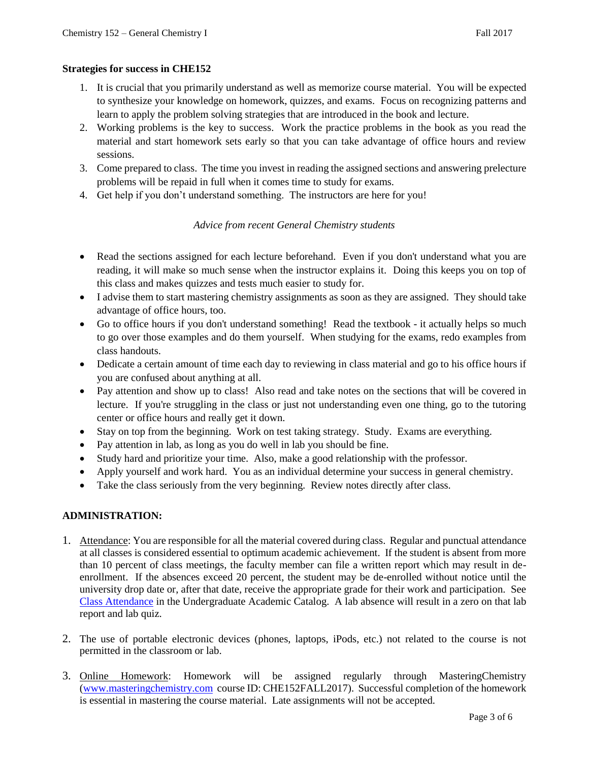**Strategies for success in CHE152**

1. It is crucial that you primarily understand as well as memorize course material. You will be expected to synthesize your knowledge on homework, quizzes, and exams. Focus on recognizing patterns and learn to apply the problem solving strategies that are introduced in the book and lecture.
2. Working problems is the key to success. Work the practice problems in the book as you read the material and start homework sets early so that you can take advantage of office hours and review sessions.
3. Come prepared to class. The time you invest in reading the assigned sections and answering prelecture problems will be repaid in full when it comes time to study for exams.
4. Get help if you don't understand something. The instructors are here for you!

*Advice from recent General Chemistry students*

- Read the sections assigned for each lecture beforehand. Even if you don't understand what you are reading, it will make so much sense when the instructor explains it. Doing this keeps you on top of this class and makes quizzes and tests much easier to study for.
- I advise them to start mastering chemistry assignments as soon as they are assigned. They should take advantage of office hours, too.
- Go to office hours if you don't understand something! Read the textbook - it actually helps so much to go over those examples and do them yourself. When studying for the exams, redo examples from class handouts.
- Dedicate a certain amount of time each day to reviewing in class material and go to his office hours if you are confused about anything at all.
- Pay attention and show up to class! Also read and take notes on the sections that will be covered in lecture. If you're struggling in the class or just not understanding even one thing, go to the tutoring center or office hours and really get it down.
- Stay on top from the beginning. Work on test taking strategy. Study. Exams are everything.
- Pay attention in lab, as long as you do well in lab you should be fine.
- Study hard and prioritize your time. Also, make a good relationship with the professor.
- Apply yourself and work hard. You as an individual determine your success in general chemistry.
- Take the class seriously from the very beginning. Review notes directly after class.

**ADMINISTRATION:**

1. Attendance: You are responsible for all the material covered during class. Regular and punctual attendance at all classes is considered essential to optimum academic achievement. If the student is absent from more than 10 percent of class meetings, the faculty member can file a written report which may result in de-enrollment. If the absences exceed 20 percent, the student may be de-enrolled without notice until the university drop date or, after that date, receive the appropriate grade for their work and participation. See Class Attendance in the Undergraduate Academic Catalog. A lab absence will result in a zero on that lab report and lab quiz.

2. The use of portable electronic devices (phones, laptops, iPods, etc.) not related to the course is not permitted in the classroom or lab.

3. Online Homework: Homework will be assigned regularly through MasteringChemistry (www.masteringchemistry.com course ID: CHE152FALL2017). Successful completion of the homework is essential in mastering the course material. Late assignments will not be accepted.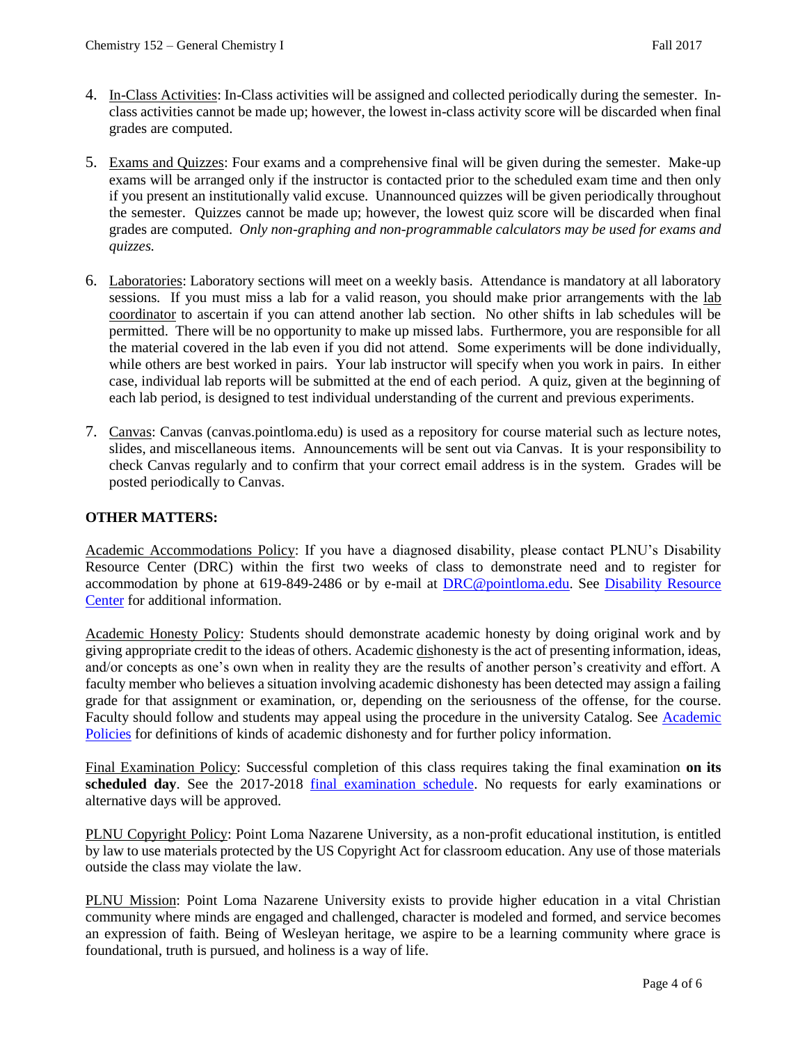4. <u>In-Class Activities</u>: In-Class activities will be assigned and collected periodically during the semester. In-class activities cannot be made up; however, the lowest in-class activity score will be discarded when final grades are computed.

5. <u>Exams and Quizzes</u>: Four exams and a comprehensive final will be given during the semester. Make-up exams will be arranged only if the instructor is contacted prior to the scheduled exam time and then only if you present an institutionally valid excuse. Unannounced quizzes will be given periodically throughout the semester. Quizzes cannot be made up; however, the lowest quiz score will be discarded when final grades are computed. *Only non-graphing and non-programmable calculators may be used for exams and quizzes.*

6. <u>Laboratories</u>: Laboratory sections will meet on a weekly basis. Attendance is mandatory at all laboratory sessions. If you must miss a lab for a valid reason, you should make prior arrangements with the <u>lab coordinator</u> to ascertain if you can attend another lab section. No other shifts in lab schedules will be permitted. There will be no opportunity to make up missed labs. Furthermore, you are responsible for all the material covered in the lab even if you did not attend. Some experiments will be done individually, while others are best worked in pairs. Your lab instructor will specify when you work in pairs. In either case, individual lab reports will be submitted at the end of each period. A quiz, given at the beginning of each lab period, is designed to test individual understanding of the current and previous experiments.

7. <u>Canvas</u>: Canvas (canvas.pointloma.edu) is used as a repository for course material such as lecture notes, slides, and miscellaneous items. Announcements will be sent out via Canvas. It is your responsibility to check Canvas regularly and to confirm that your correct email address is in the system. Grades will be posted periodically to Canvas.

**OTHER MATTERS:**

<u>Academic Accommodations Policy</u>: If you have a diagnosed disability, please contact PLNU's Disability Resource Center (DRC) within the first two weeks of class to demonstrate need and to register for accommodation by phone at 619-849-2486 or by e-mail at DRC@pointloma.edu. See Disability Resource Center for additional information.

<u>Academic Honesty Policy</u>: Students should demonstrate academic honesty by doing original work and by giving appropriate credit to the ideas of others. Academic <u>dis</u>honesty is the act of presenting information, ideas, and/or concepts as one's own when in reality they are the results of another person's creativity and effort. A faculty member who believes a situation involving academic dishonesty has been detected may assign a failing grade for that assignment or examination, or, depending on the seriousness of the offense, for the course. Faculty should follow and students may appeal using the procedure in the university Catalog. See Academic Policies for definitions of kinds of academic dishonesty and for further policy information.

<u>Final Examination Policy</u>: Successful completion of this class requires taking the final examination **on its scheduled day**. See the 2017-2018 final examination schedule. No requests for early examinations or alternative days will be approved.

<u>PLNU Copyright Policy</u>: Point Loma Nazarene University, as a non-profit educational institution, is entitled by law to use materials protected by the US Copyright Act for classroom education. Any use of those materials outside the class may violate the law.

<u>PLNU Mission</u>: Point Loma Nazarene University exists to provide higher education in a vital Christian community where minds are engaged and challenged, character is modeled and formed, and service becomes an expression of faith. Being of Wesleyan heritage, we aspire to be a learning community where grace is foundational, truth is pursued, and holiness is a way of life.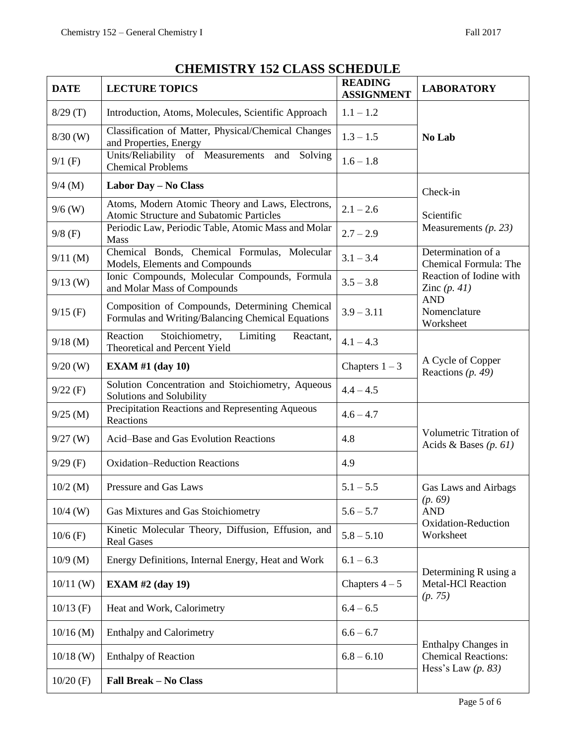# CHEMISTRY 152 CLASS SCHEDULE

| DATE | LECTURE TOPICS | READING ASSIGNMENT | LABORATORY |
|---|---|---|---|
| 8/29 (T) | Introduction, Atoms, Molecules, Scientific Approach | 1.1 – 1.2 | **No Lab** |
| 8/30 (W) | Classification of Matter, Physical/Chemical Changes and Properties, Energy | 1.3 – 1.5 | |
| 9/1 (F) | Units/Reliability of Measurements and Solving Chemical Problems | 1.6 – 1.8 | |
| 9/4 (M) | **Labor Day – No Class** | | Check-in<br>Scientific Measurements *(p. 23)* |
| 9/6 (W) | Atoms, Modern Atomic Theory and Laws, Electrons, Atomic Structure and Subatomic Particles | 2.1 – 2.6 | |
| 9/8 (F) | Periodic Law, Periodic Table, Atomic Mass and Molar Mass | 2.7 – 2.9 | |
| 9/11 (M) | Chemical Bonds, Chemical Formulas, Molecular Models, Elements and Compounds | 3.1 – 3.4 | Determination of a Chemical Formula: The Reaction of Iodine with Zinc *(p. 41)*<br>AND<br>Nomenclature Worksheet |
| 9/13 (W) | Ionic Compounds, Molecular Compounds, Formula and Molar Mass of Compounds | 3.5 – 3.8 | |
| 9/15 (F) | Composition of Compounds, Determining Chemical Formulas and Writing/Balancing Chemical Equations | 3.9 – 3.11 | |
| 9/18 (M) | Reaction Stoichiometry, Limiting Reactant, Theoretical and Percent Yield | 4.1 – 4.3 | A Cycle of Copper Reactions *(p. 49)* |
| 9/20 (W) | **EXAM #1 (day 10)** | Chapters 1 – 3 | |
| 9/22 (F) | Solution Concentration and Stoichiometry, Aqueous Solutions and Solubility | 4.4 – 4.5 | |
| 9/25 (M) | Precipitation Reactions and Representing Aqueous Reactions | 4.6 – 4.7 | Volumetric Titration of Acids & Bases *(p. 61)* |
| 9/27 (W) | Acid–Base and Gas Evolution Reactions | 4.8 | |
| 9/29 (F) | Oxidation–Reduction Reactions | 4.9 | |
| 10/2 (M) | Pressure and Gas Laws | 5.1 – 5.5 | Gas Laws and Airbags *(p. 69)*<br>AND<br>Oxidation-Reduction Worksheet |
| 10/4 (W) | Gas Mixtures and Gas Stoichiometry | 5.6 – 5.7 | |
| 10/6 (F) | Kinetic Molecular Theory, Diffusion, Effusion, and Real Gases | 5.8 – 5.10 | |
| 10/9 (M) | Energy Definitions, Internal Energy, Heat and Work | 6.1 – 6.3 | Determining R using a Metal-HCl Reaction *(p. 75)* |
| 10/11 (W) | **EXAM #2 (day 19)** | Chapters 4 – 5 | |
| 10/13 (F) | Heat and Work, Calorimetry | 6.4 – 6.5 | |
| 10/16 (M) | Enthalpy and Calorimetry | 6.6 – 6.7 | Enthalpy Changes in Chemical Reactions: Hess's Law *(p. 83)* |
| 10/18 (W) | Enthalpy of Reaction | 6.8 – 6.10 | |
| 10/20 (F) | **Fall Break – No Class** | | |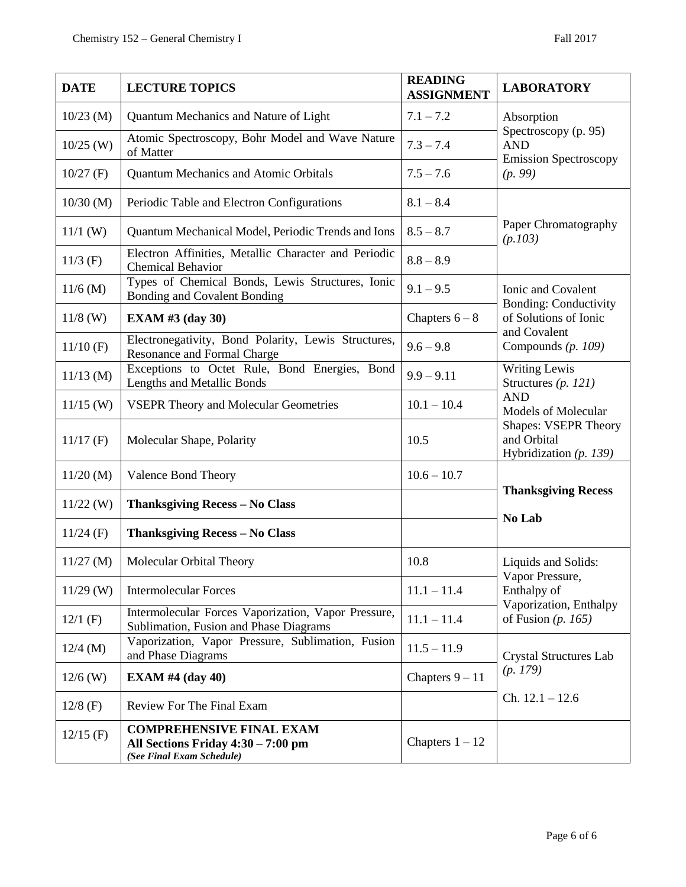| DATE | LECTURE TOPICS | READING ASSIGNMENT | LABORATORY |
|---|---|---|---|
| 10/23 (M) | Quantum Mechanics and Nature of Light | 7.1 – 7.2 | Absorption Spectroscopy (p. 95) AND Emission Spectroscopy *(p. 99)* |
| 10/25 (W) | Atomic Spectroscopy, Bohr Model and Wave Nature of Matter | 7.3 – 7.4 | |
| 10/27 (F) | Quantum Mechanics and Atomic Orbitals | 7.5 – 7.6 | |
| 10/30 (M) | Periodic Table and Electron Configurations | 8.1 – 8.4 | Paper Chromatography *(p.103)* |
| 11/1 (W) | Quantum Mechanical Model, Periodic Trends and Ions | 8.5 – 8.7 | |
| 11/3 (F) | Electron Affinities, Metallic Character and Periodic Chemical Behavior | 8.8 – 8.9 | |
| 11/6 (M) | Types of Chemical Bonds, Lewis Structures, Ionic Bonding and Covalent Bonding | 9.1 – 9.5 | Ionic and Covalent Bonding: Conductivity of Solutions of Ionic and Covalent Compounds *(p. 109)* |
| 11/8 (W) | **EXAM #3 (day 30)** | Chapters 6 – 8 | |
| 11/10 (F) | Electronegativity, Bond Polarity, Lewis Structures, Resonance and Formal Charge | 9.6 – 9.8 | |
| 11/13 (M) | Exceptions to Octet Rule, Bond Energies, Bond Lengths and Metallic Bonds | 9.9 – 9.11 | Writing Lewis Structures *(p. 121)* AND Models of Molecular Shapes: VSEPR Theory and Orbital Hybridization *(p. 139)* |
| 11/15 (W) | VSEPR Theory and Molecular Geometries | 10.1 – 10.4 | |
| 11/17 (F) | Molecular Shape, Polarity | 10.5 | |
| 11/20 (M) | Valence Bond Theory | 10.6 – 10.7 | **Thanksgiving Recess** **No Lab** |
| 11/22 (W) | **Thanksgiving Recess – No Class** | | |
| 11/24 (F) | **Thanksgiving Recess – No Class** | | |
| 11/27 (M) | Molecular Orbital Theory | 10.8 | Liquids and Solids: Vapor Pressure, Enthalpy of Vaporization, Enthalpy of Fusion *(p. 165)* |
| 11/29 (W) | Intermolecular Forces | 11.1 – 11.4 | |
| 12/1 (F) | Intermolecular Forces Vaporization, Vapor Pressure, Sublimation, Fusion and Phase Diagrams | 11.1 – 11.4 | |
| 12/4 (M) | Vaporization, Vapor Pressure, Sublimation, Fusion and Phase Diagrams | 11.5 – 11.9 | Crystal Structures Lab *(p. 179)* Ch. 12.1 – 12.6 |
| 12/6 (W) | **EXAM #4 (day 40)** | Chapters 9 – 11 | |
| 12/8 (F) | Review For The Final Exam | | |
| 12/15 (F) | **COMPREHENSIVE FINAL EXAM** **All Sections Friday 4:30 – 7:00 pm** ***(See Final Exam Schedule)*** | Chapters 1 – 12 | |